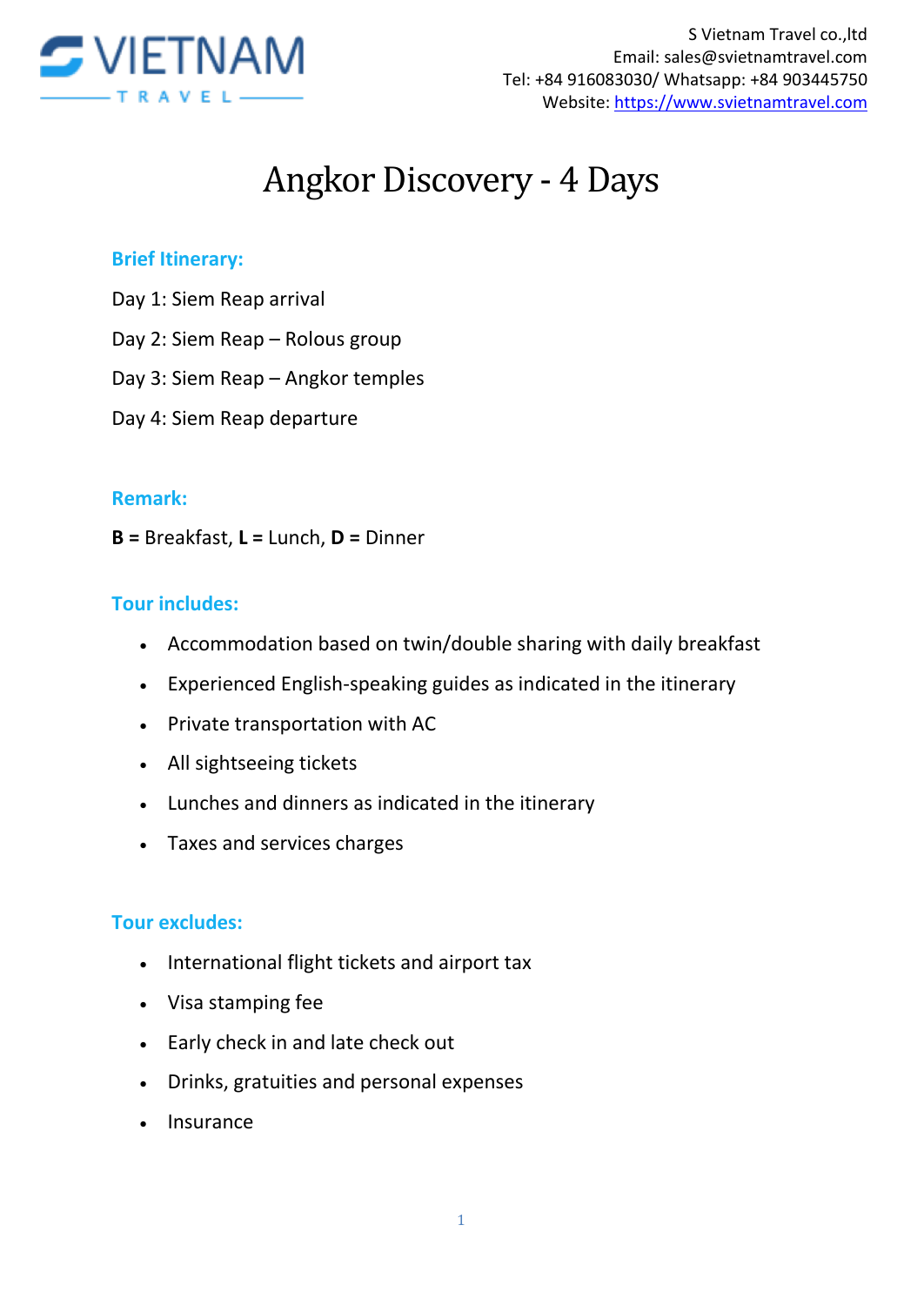S Vietnam Travel co.,ltd
Email: sales@svietnamtravel.com
Tel: +84 916083030/ Whatsapp: +84 903445750
Website: https://www.svietnamtravel.com

# Angkor Discovery - 4 Days

## Brief Itinerary:

Day 1: Siem Reap arrival

Day 2: Siem Reap – Rolous group

Day 3: Siem Reap – Angkor temples

Day 4: Siem Reap departure

## Remark:

**B =** Breakfast, **L =** Lunch, **D =** Dinner

## Tour includes:

- Accommodation based on twin/double sharing with daily breakfast
- Experienced English-speaking guides as indicated in the itinerary
- Private transportation with AC
- All sightseeing tickets
- Lunches and dinners as indicated in the itinerary
- Taxes and services charges

## Tour excludes:

- International flight tickets and airport tax
- Visa stamping fee
- Early check in and late check out
- Drinks, gratuities and personal expenses
- Insurance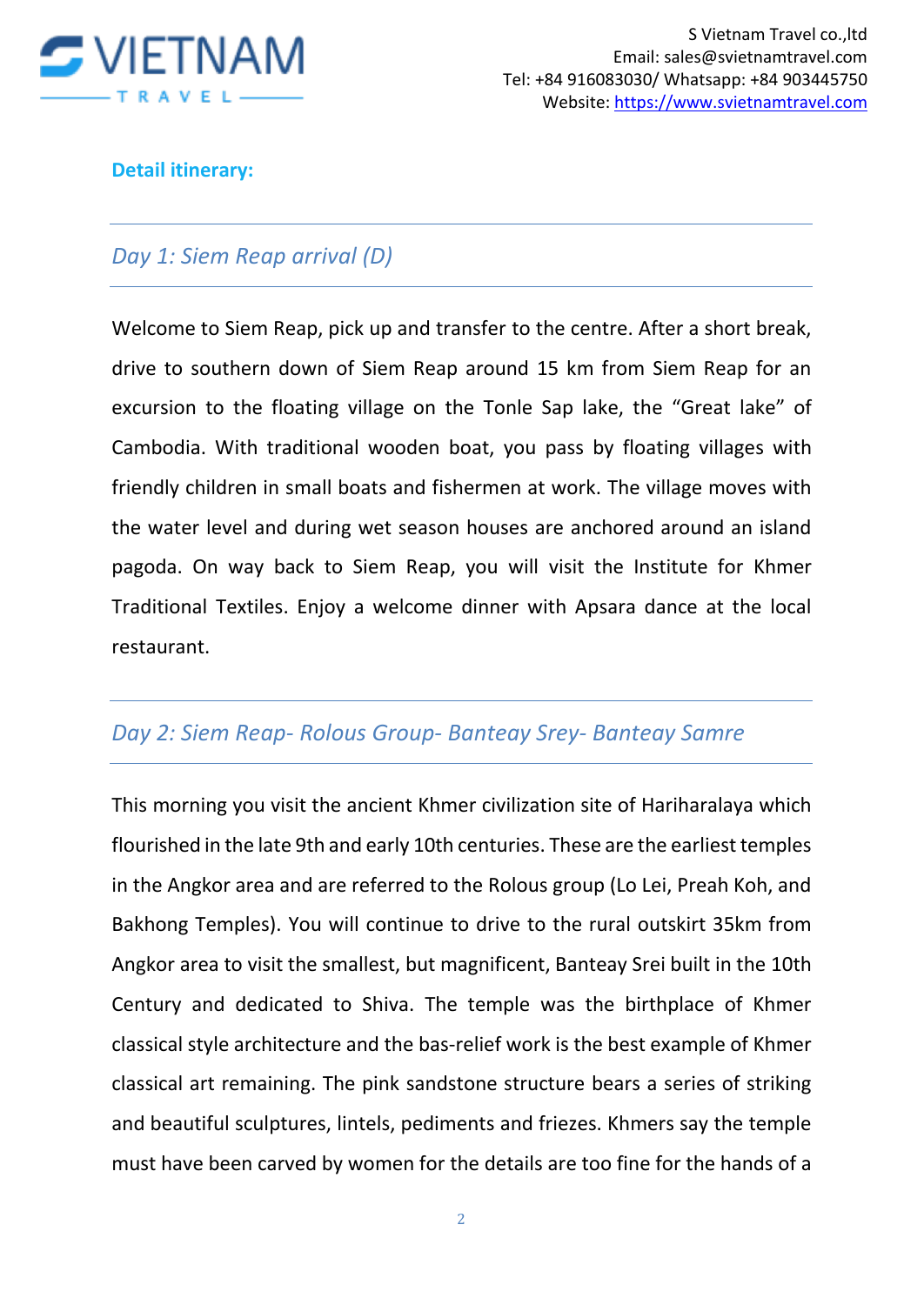**Detail itinerary:**

---

## *Day 1: Siem Reap arrival (D)*

---

Welcome to Siem Reap, pick up and transfer to the centre. After a short break, drive to southern down of Siem Reap around 15 km from Siem Reap for an excursion to the floating village on the Tonle Sap lake, the "Great lake" of Cambodia. With traditional wooden boat, you pass by floating villages with friendly children in small boats and fishermen at work. The village moves with the water level and during wet season houses are anchored around an island pagoda. On way back to Siem Reap, you will visit the Institute for Khmer Traditional Textiles. Enjoy a welcome dinner with Apsara dance at the local restaurant.

---

## *Day 2: Siem Reap- Rolous Group- Banteay Srey- Banteay Samre*

---

This morning you visit the ancient Khmer civilization site of Hariharalaya which flourished in the late 9th and early 10th centuries. These are the earliest temples in the Angkor area and are referred to the Rolous group (Lo Lei, Preah Koh, and Bakhong Temples). You will continue to drive to the rural outskirt 35km from Angkor area to visit the smallest, but magnificent, Banteay Srei built in the 10th Century and dedicated to Shiva. The temple was the birthplace of Khmer classical style architecture and the bas-relief work is the best example of Khmer classical art remaining. The pink sandstone structure bears a series of striking and beautiful sculptures, lintels, pediments and friezes. Khmers say the temple must have been carved by women for the details are too fine for the hands of a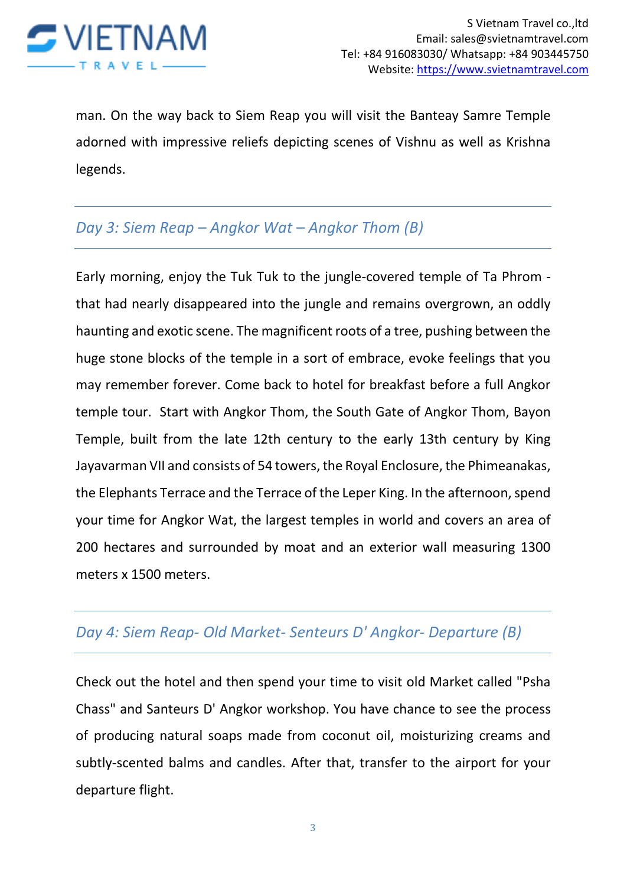man. On the way back to Siem Reap you will visit the Banteay Samre Temple adorned with impressive reliefs depicting scenes of Vishnu as well as Krishna legends.

## *Day 3: Siem Reap – Angkor Wat – Angkor Thom (B)*

Early morning, enjoy the Tuk Tuk to the jungle-covered temple of Ta Phrom - that had nearly disappeared into the jungle and remains overgrown, an oddly haunting and exotic scene. The magnificent roots of a tree, pushing between the huge stone blocks of the temple in a sort of embrace, evoke feelings that you may remember forever. Come back to hotel for breakfast before a full Angkor temple tour. Start with Angkor Thom, the South Gate of Angkor Thom, Bayon Temple, built from the late 12th century to the early 13th century by King Jayavarman VII and consists of 54 towers, the Royal Enclosure, the Phimeanakas, the Elephants Terrace and the Terrace of the Leper King. In the afternoon, spend your time for Angkor Wat, the largest temples in world and covers an area of 200 hectares and surrounded by moat and an exterior wall measuring 1300 meters x 1500 meters.

## *Day 4: Siem Reap- Old Market- Senteurs D' Angkor- Departure (B)*

Check out the hotel and then spend your time to visit old Market called "Psha Chass" and Santeurs D' Angkor workshop. You have chance to see the process of producing natural soaps made from coconut oil, moisturizing creams and subtly-scented balms and candles. After that, transfer to the airport for your departure flight.